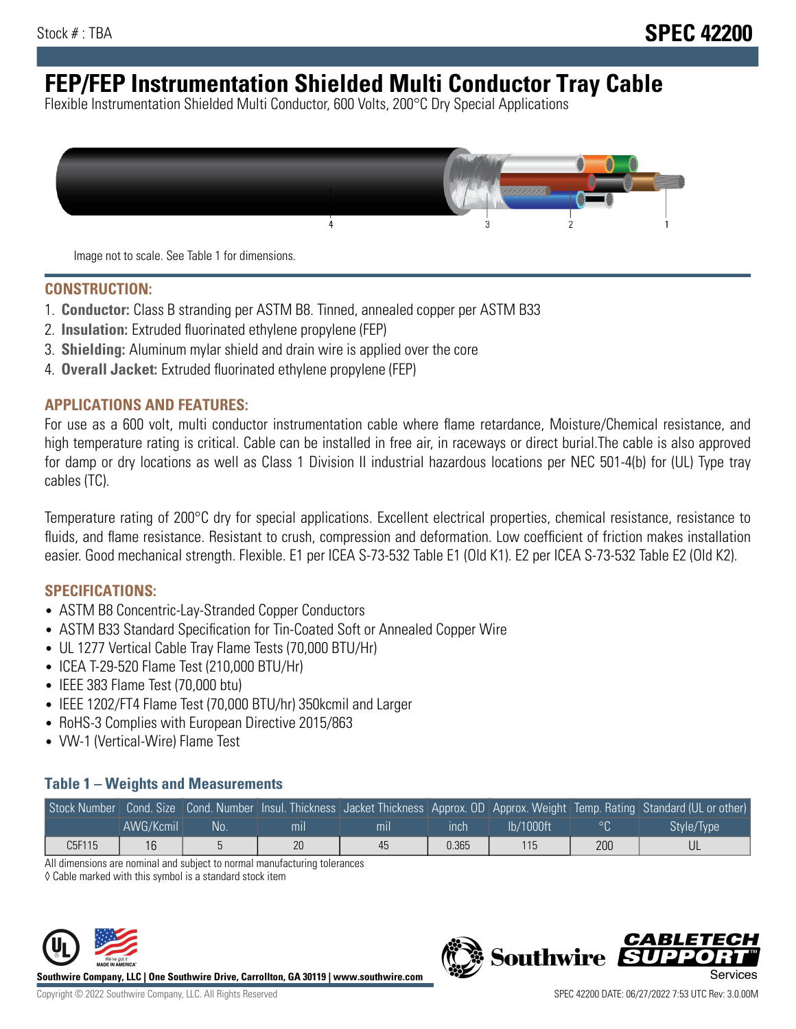Stock # : TBA

# SPEC 42200

# FEP/FEP Instrumentation Shielded Multi Conductor Tray Cable

Flexible Instrumentation Shielded Multi Conductor, 600 Volts, 200°C Dry Special Applications

Image not to scale. See Table 1 for dimensions.

## CONSTRUCTION:

1. **Conductor:** Class B stranding per ASTM B8. Tinned, annealed copper per ASTM B33
2. **Insulation:** Extruded fluorinated ethylene propylene (FEP)
3. **Shielding:** Aluminum mylar shield and drain wire is applied over the core
4. **Overall Jacket:** Extruded fluorinated ethylene propylene (FEP)

## APPLICATIONS AND FEATURES:

For use as a 600 volt, multi conductor instrumentation cable where flame retardance, Moisture/Chemical resistance, and high temperature rating is critical. Cable can be installed in free air, in raceways or direct burial.The cable is also approved for damp or dry locations as well as Class 1 Division II industrial hazardous locations per NEC 501-4(b) for (UL) Type tray cables (TC).

Temperature rating of 200°C dry for special applications. Excellent electrical properties, chemical resistance, resistance to fluids, and flame resistance. Resistant to crush, compression and deformation. Low coefficient of friction makes installation easier. Good mechanical strength. Flexible. E1 per ICEA S-73-532 Table E1 (Old K1). E2 per ICEA S-73-532 Table E2 (Old K2).

## SPECIFICATIONS:

- ASTM B8 Concentric-Lay-Stranded Copper Conductors
- ASTM B33 Standard Specification for Tin-Coated Soft or Annealed Copper Wire
- UL 1277 Vertical Cable Tray Flame Tests (70,000 BTU/Hr)
- ICEA T-29-520 Flame Test (210,000 BTU/Hr)
- IEEE 383 Flame Test (70,000 btu)
- IEEE 1202/FT4 Flame Test (70,000 BTU/hr) 350kcmil and Larger
- RoHS-3 Complies with European Directive 2015/863
- VW-1 (Vertical-Wire) Flame Test

### Table 1 – Weights and Measurements

| Stock Number | Cond. Size | Cond. Number | Insul. Thickness | Jacket Thickness | Approx. OD | Approx. Weight | Temp. Rating | Standard (UL or other) |
|---|---|---|---|---|---|---|---|---|
| | AWG/Kcmil | No. | mil | mil | inch | lb/1000ft | °C | Style/Type |
| C5F115 | 16 | 5 | 20 | 45 | 0.365 | 115 | 200 | UL |

All dimensions are nominal and subject to normal manufacturing tolerances

◊ Cable marked with this symbol is a standard stock item

**Southwire Company, LLC | One Southwire Drive, Carrollton, GA 30119 | www.southwire.com**

Copyright © 2022 Southwire Company, LLC. All Rights Reserved

SPEC 42200 DATE: 06/27/2022 7:53 UTC Rev: 3.0.00M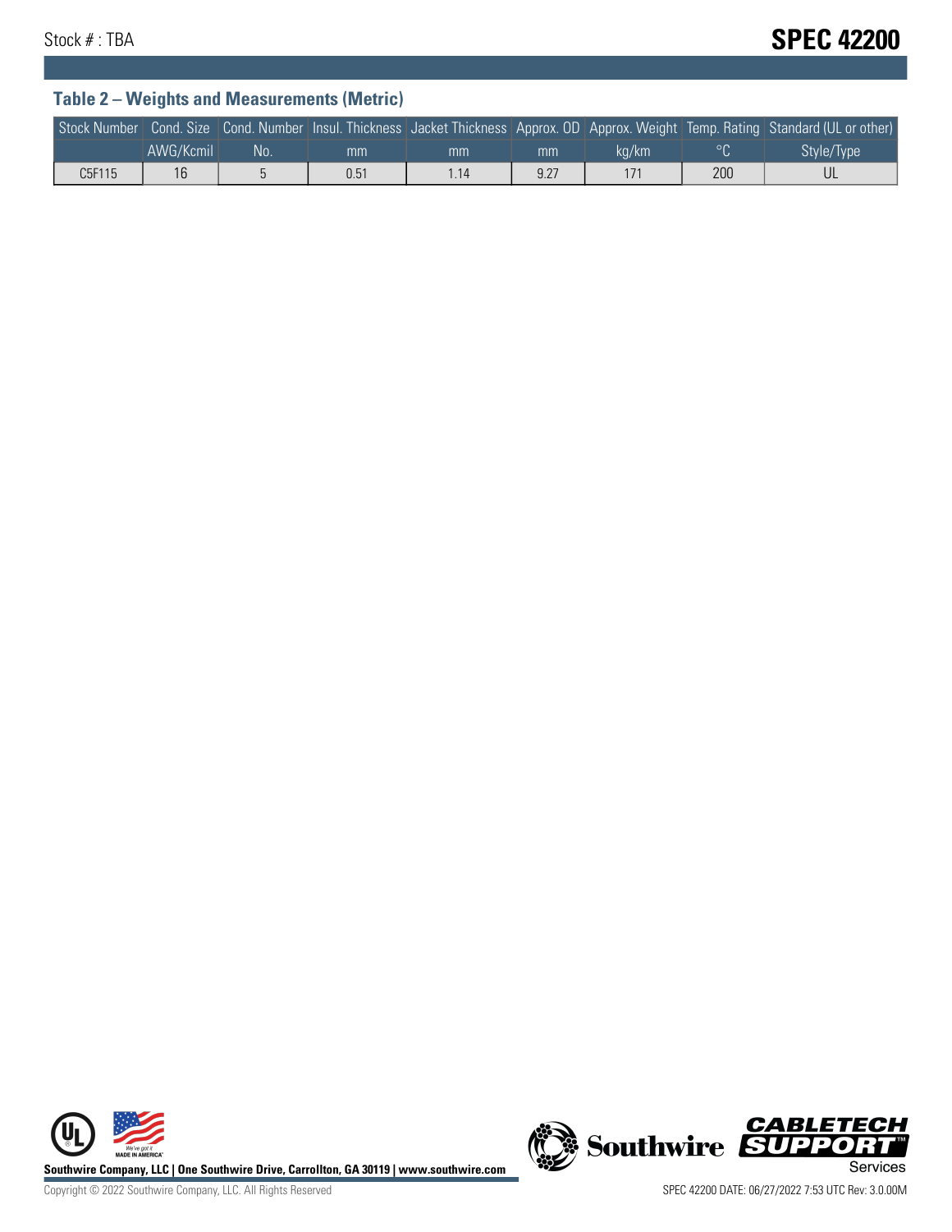### Table 2 – Weights and Measurements (Metric)

| Stock Number | Cond. Size | Cond. Number | Insul. Thickness | Jacket Thickness | Approx. OD | Approx. Weight | Temp. Rating | Standard (UL or other) |
|---|---|---|---|---|---|---|---|---|
| | AWG/Kcmil | No. | mm | mm | mm | kg/km | °C | Style/Type |
| C5F115 | 16 | 5 | 0.51 | 1.14 | 9.27 | 171 | 200 | UL |

Southwire Company, LLC | One Southwire Drive, Carrollton, GA 30119 | www.southwire.com

Copyright © 2022 Southwire Company, LLC. All Rights Reserved

SPEC 42200 DATE: 06/27/2022 7:53 UTC Rev: 3.0.00M